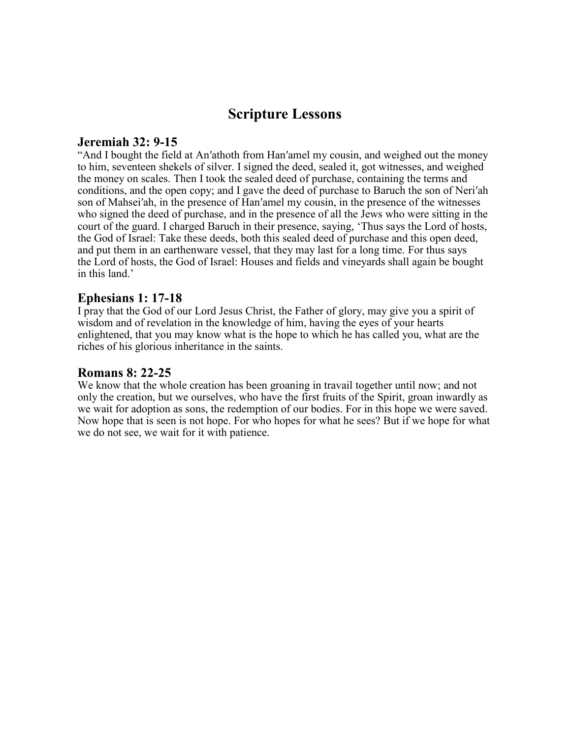# Scripture Lessons

## Jeremiah 32: 9-15

"And I bought the field at An′athoth from Han′amel my cousin, and weighed out the money to him, seventeen shekels of silver. I signed the deed, sealed it, got witnesses, and weighed the money on scales. Then I took the sealed deed of purchase, containing the terms and conditions, and the open copy; and I gave the deed of purchase to Baruch the son of Neri′ah son of Mahsei′ah, in the presence of Han′amel my cousin, in the presence of the witnesses who signed the deed of purchase, and in the presence of all the Jews who were sitting in the court of the guard. I charged Baruch in their presence, saying, 'Thus says the Lord of hosts, the God of Israel: Take these deeds, both this sealed deed of purchase and this open deed, and put them in an earthenware vessel, that they may last for a long time. For thus says the Lord of hosts, the God of Israel: Houses and fields and vineyards shall again be bought in this land.'

## Ephesians 1: 17-18

I pray that the God of our Lord Jesus Christ, the Father of glory, may give you a spirit of wisdom and of revelation in the knowledge of him, having the eyes of your hearts enlightened, that you may know what is the hope to which he has called you, what are the riches of his glorious inheritance in the saints.

## Romans 8: 22-25

We know that the whole creation has been groaning in travail together until now; and not only the creation, but we ourselves, who have the first fruits of the Spirit, groan inwardly as we wait for adoption as sons, the redemption of our bodies. For in this hope we were saved. Now hope that is seen is not hope. For who hopes for what he sees? But if we hope for what we do not see, we wait for it with patience.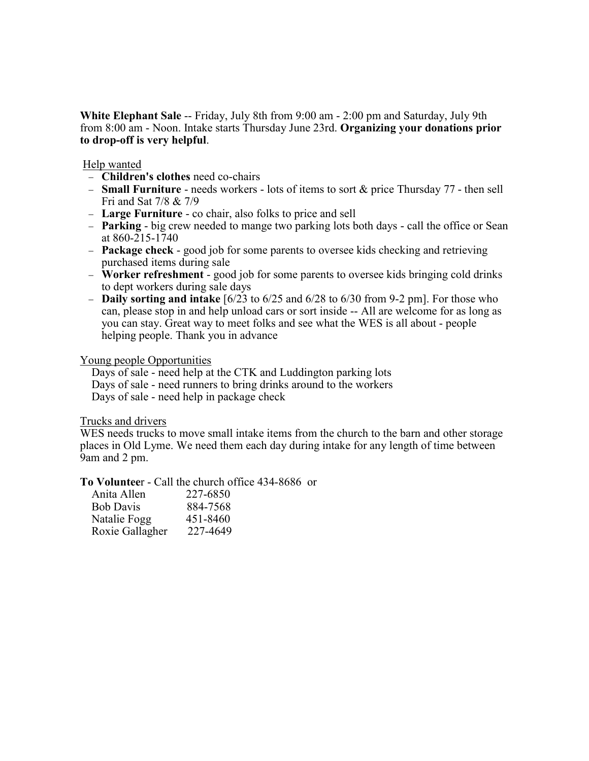**White Elephant Sale** -- Friday, July 8th from 9:00 am - 2:00 pm and Saturday, July 9th from 8:00 am - Noon. Intake starts Thursday June 23rd. **Organizing your donations prior to drop-off is very helpful**.

Help wanted

- **Children's clothes** need co-chairs
- **Small Furniture** - needs workers - lots of items to sort & price Thursday 77 - then sell Fri and Sat 7/8 & 7/9
- **Large Furniture** - co chair, also folks to price and sell
- **Parking** - big crew needed to mange two parking lots both days - call the office or Sean at 860-215-1740
- **Package check** - good job for some parents to oversee kids checking and retrieving purchased items during sale
- **Worker refreshment** - good job for some parents to oversee kids bringing cold drinks to dept workers during sale days
- **Daily sorting and intake** [6/23 to 6/25 and 6/28 to 6/30 from 9-2 pm]. For those who can, please stop in and help unload cars or sort inside -- All are welcome for as long as you can stay. Great way to meet folks and see what the WES is all about - people helping people. Thank you in advance

Young people Opportunities

Days of sale - need help at the CTK and Luddington parking lots
Days of sale - need runners to bring drinks around to the workers
Days of sale - need help in package check

Trucks and drivers

WES needs trucks to move small intake items from the church to the barn and other storage places in Old Lyme. We need them each day during intake for any length of time between 9am and 2 pm.

**To Voluntee**r - Call the church office 434-8686 or

| | |
|---|---|
| Anita Allen | 227-6850 |
| Bob Davis | 884-7568 |
| Natalie Fogg | 451-8460 |
| Roxie Gallagher | 227-4649 |